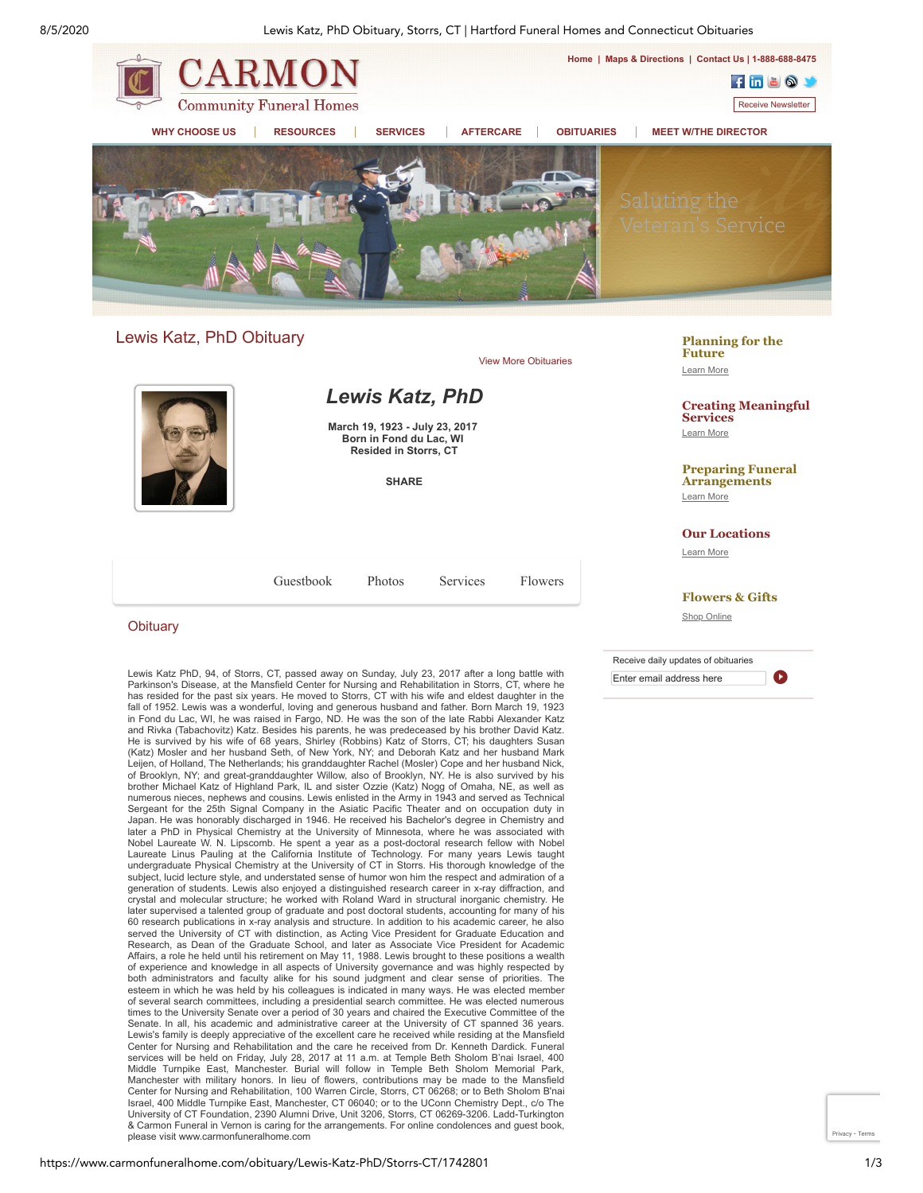# Lewis Katz, PhD Obituary

View More Obituaries

## *Lewis Katz, PhD*

**March 19, 1923 - July 23, 2017**
**Born in Fond du Lac, WI**
**Resided in Storrs, CT**

**SHARE**

Guestbook | Photos | Services | Flowers

## Obituary

Lewis Katz PhD, 94, of Storrs, CT, passed away on Sunday, July 23, 2017 after a long battle with Parkinson's Disease, at the Mansfield Center for Nursing and Rehabilitation in Storrs, CT, where he has resided for the past six years. He moved to Storrs, CT with his wife and eldest daughter in the fall of 1952. Lewis was a wonderful, loving and generous husband and father. Born March 19, 1923 in Fond du Lac, WI, he was raised in Fargo, ND. He was the son of the late Rabbi Alexander Katz and Rivka (Tabachovitz) Katz. Besides his parents, he was predeceased by his brother David Katz. He is survived by his wife of 68 years, Shirley (Robbins) Katz of Storrs, CT; his daughters Susan (Katz) Mosler and her husband Seth, of New York, NY; and Deborah Katz and her husband Mark Leijen, of Holland, The Netherlands; his granddaughter Rachel (Mosler) Cope and her husband Nick, of Brooklyn, NY; and great-granddaughter Willow, also of Brooklyn, NY. He is also survived by his brother Michael Katz of Highland Park, IL and sister Ozzie (Katz) Nogg of Omaha, NE, as well as numerous nieces, nephews and cousins. Lewis enlisted in the Army in 1943 and served as Technical Sergeant for the 25th Signal Company in the Asiatic Pacific Theater and on occupation duty in Japan. He was honorably discharged in 1946. He received his Bachelor's degree in Chemistry and later a PhD in Physical Chemistry at the University of Minnesota, where he was associated with Nobel Laureate W. N. Lipscomb. He spent a year as a post-doctoral research fellow with Nobel Laureate Linus Pauling at the California Institute of Technology. For many years Lewis taught undergraduate Physical Chemistry at the University of CT in Storrs. His thorough knowledge of the subject, lucid lecture style, and understated sense of humor won him the respect and admiration of a generation of students. Lewis also enjoyed a distinguished research career in x-ray diffraction, and crystal and molecular structure; he worked with Roland Ward in structural inorganic chemistry. He later supervised a talented group of graduate and post doctoral students, accounting for many of his 60 research publications in x-ray analysis and structure. In addition to his academic career, he also served the University of CT with distinction, as Acting Vice President for Graduate Education and Research, as Dean of the Graduate School, and later as Associate Vice President for Academic Affairs, a role he held until his retirement on May 11, 1988. Lewis brought to these positions a wealth of experience and knowledge in all aspects of University governance and was highly respected by both administrators and faculty alike for his sound judgment and clear sense of priorities. The esteem in which he was held by his colleagues is indicated in many ways. He was elected member of several search committees, including a presidential search committee. He was elected numerous times to the University Senate over a period of 30 years and chaired the Executive Committee of the Senate. In all, his academic and administrative career at the University of CT spanned 36 years. Lewis's family is deeply appreciative of the excellent care he received while residing at the Mansfield Center for Nursing and Rehabilitation and the care he received from Dr. Kenneth Dardick. Funeral services will be held on Friday, July 28, 2017 at 11 a.m. at Temple Beth Sholom B'nai Israel, 400 Middle Turnpike East, Manchester. Burial will follow in Temple Beth Sholom Memorial Park, Manchester with military honors. In lieu of flowers, contributions may be made to the Mansfield Center for Nursing and Rehabilitation, 100 Warren Circle, Storrs, CT 06268; or to Beth Sholom B'nai Israel, 400 Middle Turnpike East, Manchester, CT 06040; or to the UConn Chemistry Dept., c/o The University of CT Foundation, 2390 Alumni Drive, Unit 3206, Storrs, CT 06269-3206. Ladd-Turkington & Carmon Funeral in Vernon is caring for the arrangements. For online condolences and guest book, please visit www.carmonfuneralhome.com

### Planning for the Future
Learn More

### Creating Meaningful Services
Learn More

### Preparing Funeral Arrangements
Learn More

### Our Locations
Learn More

### Flowers & Gifts
Shop Online

Receive daily updates of obituaries

Enter email address here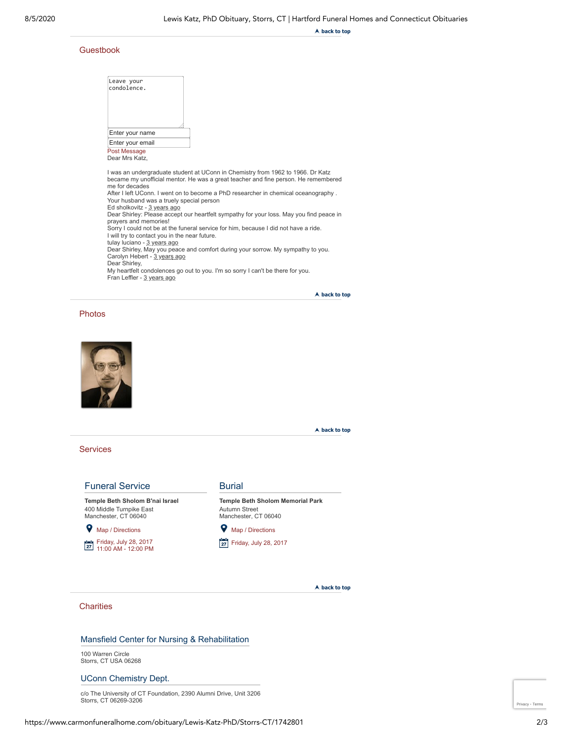## Guestbook

Leave your condolence.

Enter your name

Enter your email

Post Message

Dear Mrs Katz,

I was an undergraduate student at UConn in Chemistry from 1962 to 1966. Dr Katz became my unofficial mentor. He was a great teacher and fine person. He remembered me for decades
After I left UConn. I went on to become a PhD researcher in chemical oceanography .
Your husband was a truely special person
Ed sholkovitz - 3 years ago

Dear Shirley: Please accept our heartfelt sympathy for your loss. May you find peace in prayers and memories!
Sorry I could not be at the funeral service for him, because I did not have a ride.
I will try to contact you in the near future.
tulay luciano - 3 years ago

Dear Shirley, May you peace and comfort during your sorrow. My sympathy to you.
Carolyn Hebert - 3 years ago

Dear Shirley,
My heartfelt condolences go out to you. I'm so sorry I can't be there for you.
Fran Leffler - 3 years ago

## Photos

## Services

### Funeral Service

**Temple Beth Sholom B'nai Israel**
400 Middle Turnpike East
Manchester, CT 06040

Map / Directions

Friday, July 28, 2017
11:00 AM - 12:00 PM

### Burial

**Temple Beth Sholom Memorial Park**
Autumn Street
Manchester, CT 06040

Map / Directions

Friday, July 28, 2017

## Charities

### Mansfield Center for Nursing & Rehabilitation

100 Warren Circle
Storrs, CT USA 06268

### UConn Chemistry Dept.

c/o The University of CT Foundation, 2390 Alumni Drive, Unit 3206
Storrs, CT 06269-3206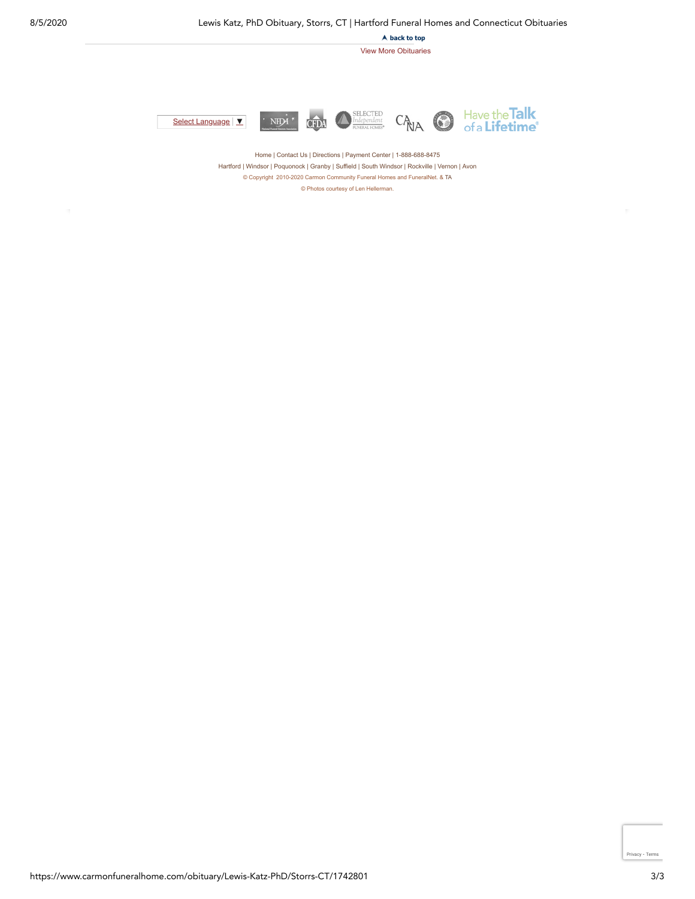back to top

View More Obituaries

Select Language ▼

Have the Talk of a Lifetime

Home | Contact Us | Directions | Payment Center | 1-888-688-8475

Hartford | Windsor | Poquonock | Granby | Suffield | South Windsor | Rockville | Vernon | Avon

© Copyright 2010-2020 Carmon Community Funeral Homes and FuneralNet. & TA

© Photos courtesy of Len Hellerman.

Privacy - Terms